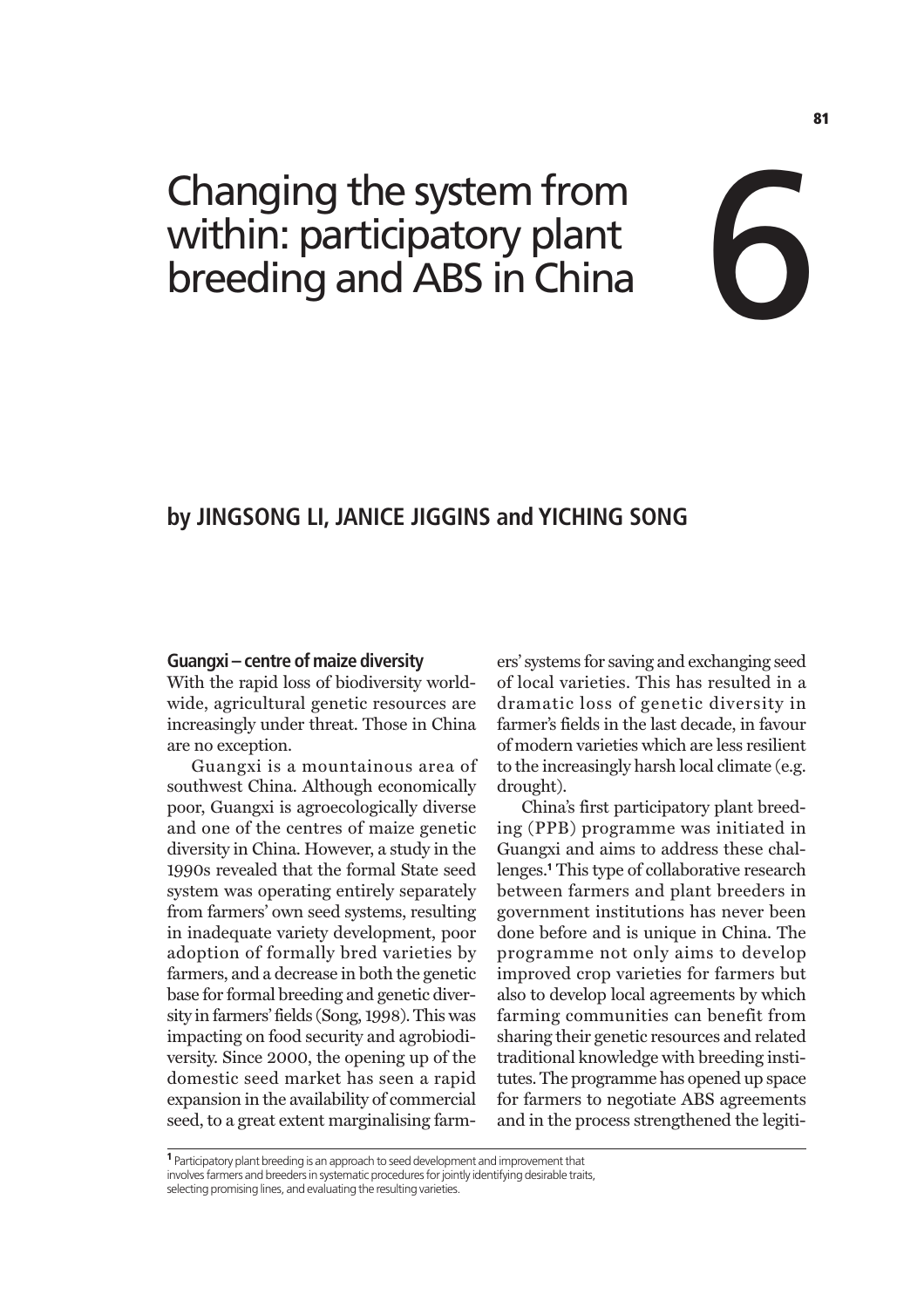# 6 Changing the system from within: participatory plant breeding and ABS in China

**by JINGSONG LI, JANICE JIGGINS and YICHING SONG**

## Guangxi – centre of maize diversity

With the rapid loss of biodiversity worldwide, agricultural genetic resources are increasingly under threat. Those in China are no exception.

Guangxi is a mountainous area of southwest China. Although economically poor, Guangxi is agroecologically diverse and one of the centres of maize genetic diversity in China. However, a study in the 1990s revealed that the formal State seed system was operating entirely separately from farmers' own seed systems, resulting in inadequate variety development, poor adoption of formally bred varieties by farmers, and a decrease in both the genetic base for formal breeding and genetic diversity in farmers' fields (Song, 1998). This was impacting on food security and agrobiodiversity. Since 2000, the opening up of the domestic seed market has seen a rapid expansion in the availability of commercial seed, to a great extent marginalising farmers' systems for saving and exchanging seed of local varieties. This has resulted in a dramatic loss of genetic diversity in farmer's fields in the last decade, in favour of modern varieties which are less resilient to the increasingly harsh local climate (e.g. drought).

China's first participatory plant breeding (PPB) programme was initiated in Guangxi and aims to address these challenges.[1] This type of collaborative research between farmers and plant breeders in government institutions has never been done before and is unique in China. The programme not only aims to develop improved crop varieties for farmers but also to develop local agreements by which farming communities can benefit from sharing their genetic resources and related traditional knowledge with breeding institutes. The programme has opened up space for farmers to negotiate ABS agreements and in the process strengthened the legiti-

[1] Participatory plant breeding is an approach to seed development and improvement that involves farmers and breeders in systematic procedures for jointly identifying desirable traits, selecting promising lines, and evaluating the resulting varieties.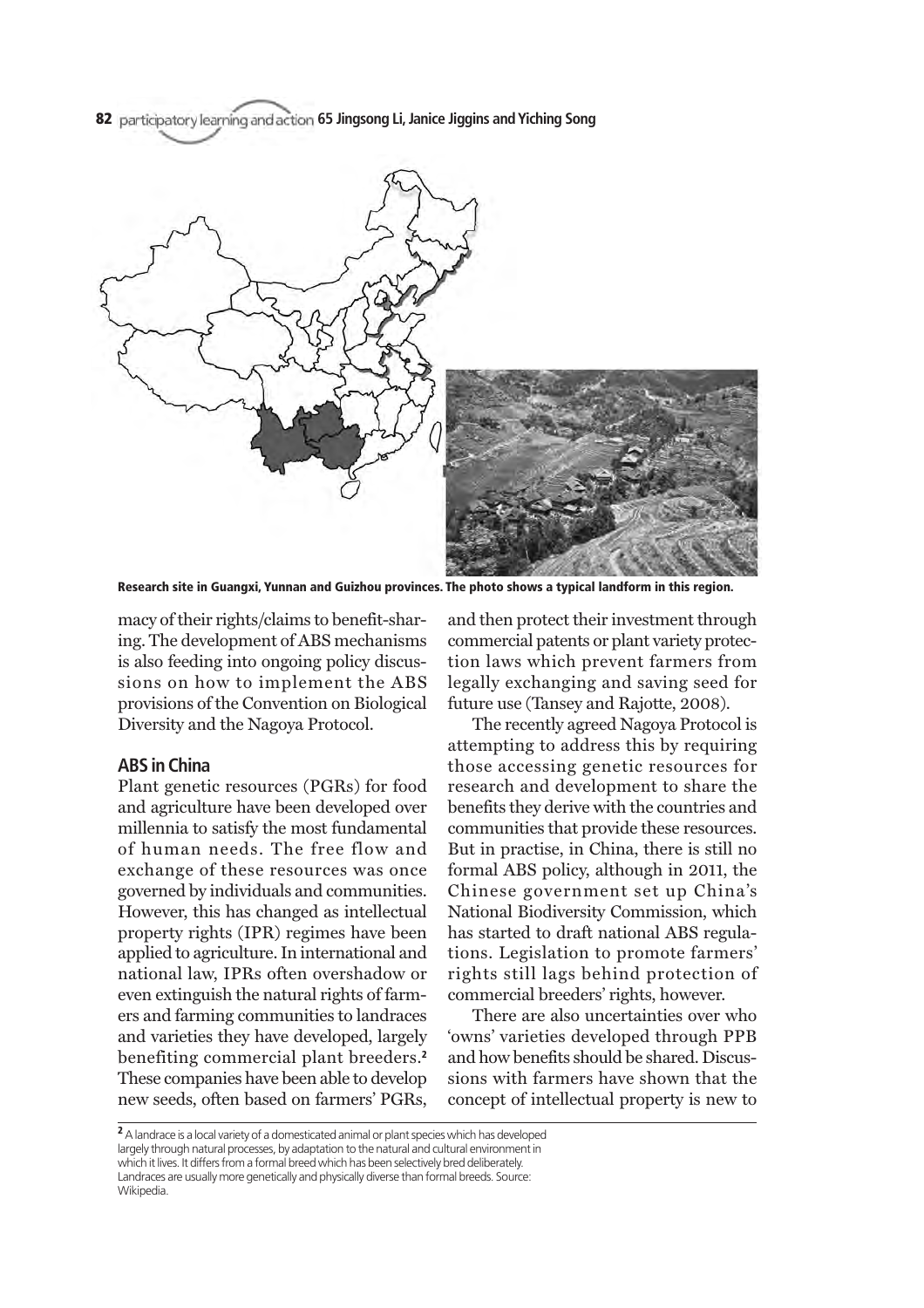**Research site in Guangxi, Yunnan and Guizhou provinces. The photo shows a typical landform in this region.**

macy of their rights/claims to benefit-sharing. The development of ABS mechanisms is also feeding into ongoing policy discussions on how to implement the ABS provisions of the Convention on Biological Diversity and the Nagoya Protocol.

## ABS in China

Plant genetic resources (PGRs) for food and agriculture have been developed over millennia to satisfy the most fundamental of human needs. The free flow and exchange of these resources was once governed by individuals and communities. However, this has changed as intellectual property rights (IPR) regimes have been applied to agriculture. In international and national law, IPRs often overshadow or even extinguish the natural rights of farmers and farming communities to landraces and varieties they have developed, largely benefiting commercial plant breeders.[2] These companies have been able to develop new seeds, often based on farmers' PGRs, and then protect their investment through commercial patents or plant variety protection laws which prevent farmers from legally exchanging and saving seed for future use (Tansey and Rajotte, 2008).

The recently agreed Nagoya Protocol is attempting to address this by requiring those accessing genetic resources for research and development to share the benefits they derive with the countries and communities that provide these resources. But in practise, in China, there is still no formal ABS policy, although in 2011, the Chinese government set up China's National Biodiversity Commission, which has started to draft national ABS regulations. Legislation to promote farmers' rights still lags behind protection of commercial breeders' rights, however.

There are also uncertainties over who 'owns' varieties developed through PPB and how benefits should be shared. Discussions with farmers have shown that the concept of intellectual property is new to

[2] A landrace is a local variety of a domesticated animal or plant species which has developed largely through natural processes, by adaptation to the natural and cultural environment in which it lives. It differs from a formal breed which has been selectively bred deliberately. Landraces are usually more genetically and physically diverse than formal breeds. Source: Wikipedia.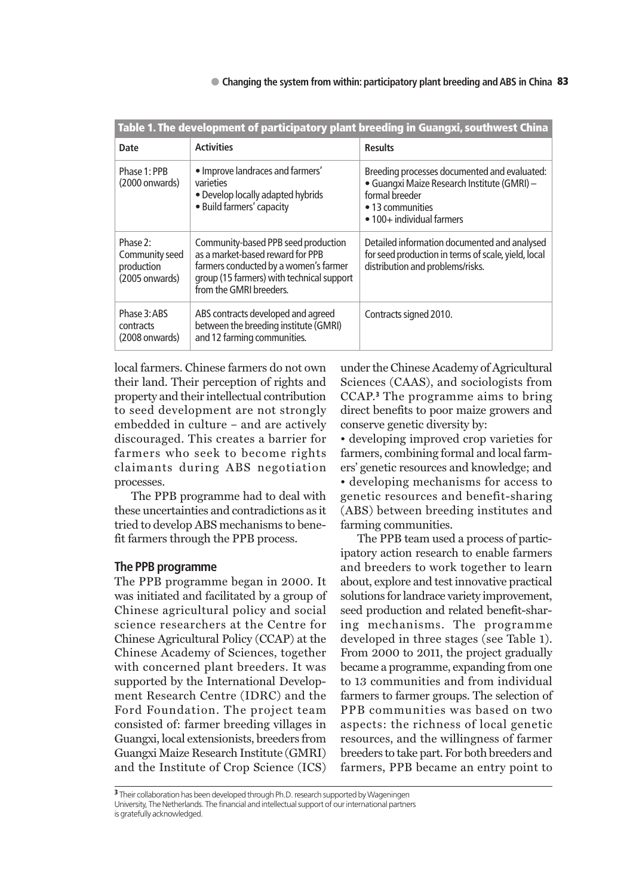**Table 1. The development of participatory plant breeding in Guangxi, southwest China**

| Date | Activities | Results |
|---|---|---|
| Phase 1: PPB (2000 onwards) | • Improve landraces and farmers' varieties<br>• Develop locally adapted hybrids<br>• Build farmers' capacity | Breeding processes documented and evaluated:<br>• Guangxi Maize Research Institute (GMRI) – formal breeder<br>• 13 communities<br>• 100+ individual farmers |
| Phase 2: Community seed production (2005 onwards) | Community-based PPB seed production as a market-based reward for PPB farmers conducted by a women's farmer group (15 farmers) with technical support from the GMRI breeders. | Detailed information documented and analysed for seed production in terms of scale, yield, local distribution and problems/risks. |
| Phase 3: ABS contracts (2008 onwards) | ABS contracts developed and agreed between the breeding institute (GMRI) and 12 farming communities. | Contracts signed 2010. |

local farmers. Chinese farmers do not own their land. Their perception of rights and property and their intellectual contribution to seed development are not strongly embedded in culture – and are actively discouraged. This creates a barrier for farmers who seek to become rights claimants during ABS negotiation processes.

The PPB programme had to deal with these uncertainties and contradictions as it tried to develop ABS mechanisms to benefit farmers through the PPB process.

## The PPB programme

The PPB programme began in 2000. It was initiated and facilitated by a group of Chinese agricultural policy and social science researchers at the Centre for Chinese Agricultural Policy (CCAP) at the Chinese Academy of Sciences, together with concerned plant breeders. It was supported by the International Development Research Centre (IDRC) and the Ford Foundation. The project team consisted of: farmer breeding villages in Guangxi, local extensionists, breeders from Guangxi Maize Research Institute (GMRI) and the Institute of Crop Science (ICS) under the Chinese Academy of Agricultural Sciences (CAAS), and sociologists from CCAP.[3] The programme aims to bring direct benefits to poor maize growers and conserve genetic diversity by:

- developing improved crop varieties for farmers, combining formal and local farmers' genetic resources and knowledge; and
- developing mechanisms for access to genetic resources and benefit-sharing (ABS) between breeding institutes and farming communities.

The PPB team used a process of participatory action research to enable farmers and breeders to work together to learn about, explore and test innovative practical solutions for landrace variety improvement, seed production and related benefit-sharing mechanisms. The programme developed in three stages (see Table 1). From 2000 to 2011, the project gradually became a programme, expanding from one to 13 communities and from individual farmers to farmer groups. The selection of PPB communities was based on two aspects: the richness of local genetic resources, and the willingness of farmer breeders to take part. For both breeders and farmers, PPB became an entry point to

[3] Their collaboration has been developed through Ph.D. research supported by Wageningen University, The Netherlands. The financial and intellectual support of our international partners is gratefully acknowledged.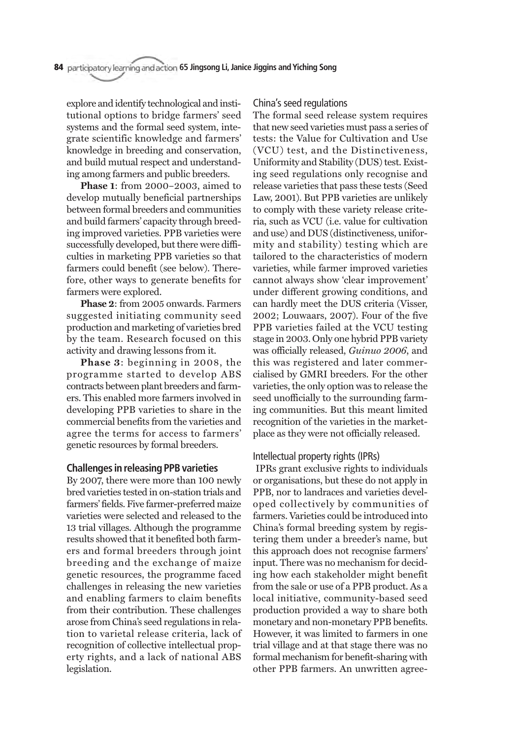explore and identify technological and institutional options to bridge farmers' seed systems and the formal seed system, integrate scientific knowledge and farmers' knowledge in breeding and conservation, and build mutual respect and understanding among farmers and public breeders.

**Phase 1**: from 2000–2003, aimed to develop mutually beneficial partnerships between formal breeders and communities and build farmers' capacity through breeding improved varieties. PPB varieties were successfully developed, but there were difficulties in marketing PPB varieties so that farmers could benefit (see below). Therefore, other ways to generate benefits for farmers were explored.

**Phase 2**: from 2005 onwards. Farmers suggested initiating community seed production and marketing of varieties bred by the team. Research focused on this activity and drawing lessons from it.

**Phase 3**: beginning in 2008, the programme started to develop ABS contracts between plant breeders and farmers. This enabled more farmers involved in developing PPB varieties to share in the commercial benefits from the varieties and agree the terms for access to farmers' genetic resources by formal breeders.

## Challenges in releasing PPB varieties

By 2007, there were more than 100 newly bred varieties tested in on-station trials and farmers' fields. Five farmer-preferred maize varieties were selected and released to the 13 trial villages. Although the programme results showed that it benefited both farmers and formal breeders through joint breeding and the exchange of maize genetic resources, the programme faced challenges in releasing the new varieties and enabling farmers to claim benefits from their contribution. These challenges arose from China's seed regulations in relation to varietal release criteria, lack of recognition of collective intellectual property rights, and a lack of national ABS legislation.

### China's seed regulations

The formal seed release system requires that new seed varieties must pass a series of tests: the Value for Cultivation and Use (VCU) test, and the Distinctiveness, Uniformity and Stability (DUS) test. Existing seed regulations only recognise and release varieties that pass these tests (Seed Law, 2001). But PPB varieties are unlikely to comply with these variety release criteria, such as VCU (i.e. value for cultivation and use) and DUS (distinctiveness, uniformity and stability) testing which are tailored to the characteristics of modern varieties, while farmer improved varieties cannot always show 'clear improvement' under different growing conditions, and can hardly meet the DUS criteria (Visser, 2002; Louwaars, 2007). Four of the five PPB varieties failed at the VCU testing stage in 2003. Only one hybrid PPB variety was officially released, *Guinuo 2006*, and this was registered and later commercialised by GMRI breeders. For the other varieties, the only option was to release the seed unofficially to the surrounding farming communities. But this meant limited recognition of the varieties in the marketplace as they were not officially released.

### Intellectual property rights (IPRs)

IPRs grant exclusive rights to individuals or organisations, but these do not apply in PPB, nor to landraces and varieties developed collectively by communities of farmers. Varieties could be introduced into China's formal breeding system by registering them under a breeder's name, but this approach does not recognise farmers' input. There was no mechanism for deciding how each stakeholder might benefit from the sale or use of a PPB product. As a local initiative, community-based seed production provided a way to share both monetary and non-monetary PPB benefits. However, it was limited to farmers in one trial village and at that stage there was no formal mechanism for benefit-sharing with other PPB farmers. An unwritten agree-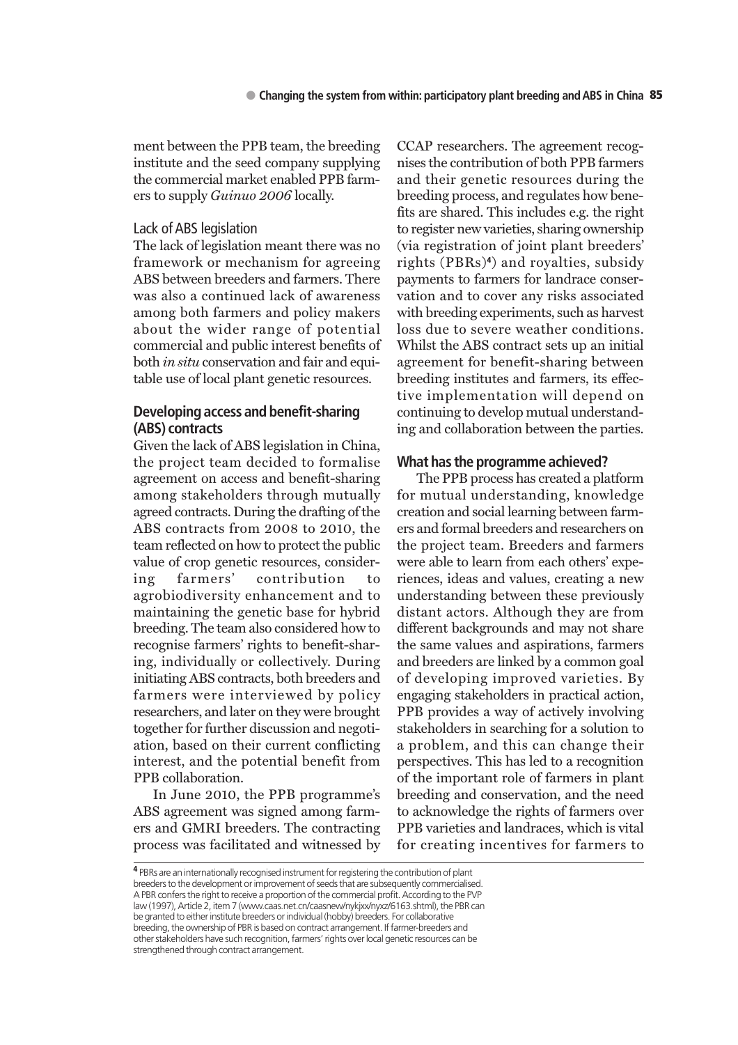ment between the PPB team, the breeding institute and the seed company supplying the commercial market enabled PPB farmers to supply *Guinuo 2006* locally.

### Lack of ABS legislation

The lack of legislation meant there was no framework or mechanism for agreeing ABS between breeders and farmers. There was also a continued lack of awareness among both farmers and policy makers about the wider range of potential commercial and public interest benefits of both *in situ* conservation and fair and equitable use of local plant genetic resources.

## Developing access and benefit-sharing (ABS) contracts

Given the lack of ABS legislation in China, the project team decided to formalise agreement on access and benefit-sharing among stakeholders through mutually agreed contracts. During the drafting of the ABS contracts from 2008 to 2010, the team reflected on how to protect the public value of crop genetic resources, considering farmers' contribution to agrobiodiversity enhancement and to maintaining the genetic base for hybrid breeding. The team also considered how to recognise farmers' rights to benefit-sharing, individually or collectively. During initiating ABS contracts, both breeders and farmers were interviewed by policy researchers, and later on they were brought together for further discussion and negotiation, based on their current conflicting interest, and the potential benefit from PPB collaboration.

In June 2010, the PPB programme's ABS agreement was signed among farmers and GMRI breeders. The contracting process was facilitated and witnessed by CCAP researchers. The agreement recognises the contribution of both PPB farmers and their genetic resources during the breeding process, and regulates how benefits are shared. This includes e.g. the right to register new varieties, sharing ownership (via registration of joint plant breeders' rights (PBRs)[4]) and royalties, subsidy payments to farmers for landrace conservation and to cover any risks associated with breeding experiments, such as harvest loss due to severe weather conditions. Whilst the ABS contract sets up an initial agreement for benefit-sharing between breeding institutes and farmers, its effective implementation will depend on continuing to develop mutual understanding and collaboration between the parties.

## What has the programme achieved?

The PPB process has created a platform for mutual understanding, knowledge creation and social learning between farmers and formal breeders and researchers on the project team. Breeders and farmers were able to learn from each others' experiences, ideas and values, creating a new understanding between these previously distant actors. Although they are from different backgrounds and may not share the same values and aspirations, farmers and breeders are linked by a common goal of developing improved varieties. By engaging stakeholders in practical action, PPB provides a way of actively involving stakeholders in searching for a solution to a problem, and this can change their perspectives. This has led to a recognition of the important role of farmers in plant breeding and conservation, and the need to acknowledge the rights of farmers over PPB varieties and landraces, which is vital for creating incentives for farmers to

---

[4] PBRs are an internationally recognised instrument for registering the contribution of plant breeders to the development or improvement of seeds that are subsequently commercialised. A PBR confers the right to receive a proportion of the commercial profit. According to the PVP law (1997), Article 2, item 7 (www.caas.net.cn/caasnew/nykjxx/nyxz/6163.shtml), the PBR can be granted to either institute breeders or individual (hobby) breeders. For collaborative breeding, the ownership of PBR is based on contract arrangement. If farmer-breeders and other stakeholders have such recognition, farmers' rights over local genetic resources can be strengthened through contract arrangement.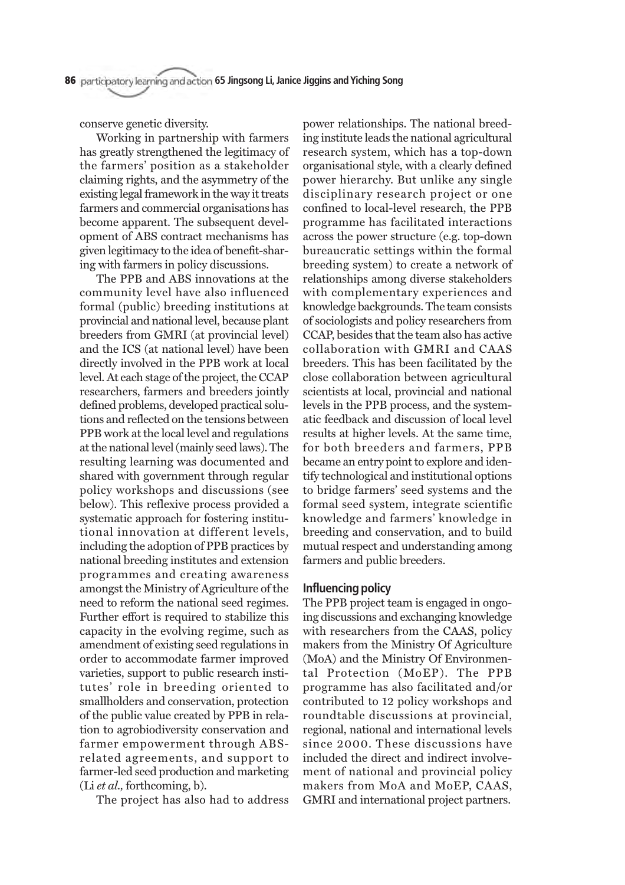conserve genetic diversity.

Working in partnership with farmers has greatly strengthened the legitimacy of the farmers' position as a stakeholder claiming rights, and the asymmetry of the existing legal framework in the way it treats farmers and commercial organisations has become apparent. The subsequent development of ABS contract mechanisms has given legitimacy to the idea of benefit-sharing with farmers in policy discussions.

The PPB and ABS innovations at the community level have also influenced formal (public) breeding institutions at provincial and national level, because plant breeders from GMRI (at provincial level) and the ICS (at national level) have been directly involved in the PPB work at local level. At each stage of the project, the CCAP researchers, farmers and breeders jointly defined problems, developed practical solutions and reflected on the tensions between PPB work at the local level and regulations at the national level (mainly seed laws). The resulting learning was documented and shared with government through regular policy workshops and discussions (see below). This reflexive process provided a systematic approach for fostering institutional innovation at different levels, including the adoption of PPB practices by national breeding institutes and extension programmes and creating awareness amongst the Ministry of Agriculture of the need to reform the national seed regimes. Further effort is required to stabilize this capacity in the evolving regime, such as amendment of existing seed regulations in order to accommodate farmer improved varieties, support to public research institutes' role in breeding oriented to smallholders and conservation, protection of the public value created by PPB in relation to agrobiodiversity conservation and farmer empowerment through ABS-related agreements, and support to farmer-led seed production and marketing (Li *et al.,* forthcoming, b).

The project has also had to address power relationships. The national breeding institute leads the national agricultural research system, which has a top-down organisational style, with a clearly defined power hierarchy. But unlike any single disciplinary research project or one confined to local-level research, the PPB programme has facilitated interactions across the power structure (e.g. top-down bureaucratic settings within the formal breeding system) to create a network of relationships among diverse stakeholders with complementary experiences and knowledge backgrounds. The team consists of sociologists and policy researchers from CCAP, besides that the team also has active collaboration with GMRI and CAAS breeders. This has been facilitated by the close collaboration between agricultural scientists at local, provincial and national levels in the PPB process, and the systematic feedback and discussion of local level results at higher levels. At the same time, for both breeders and farmers, PPB became an entry point to explore and identify technological and institutional options to bridge farmers' seed systems and the formal seed system, integrate scientific knowledge and farmers' knowledge in breeding and conservation, and to build mutual respect and understanding among farmers and public breeders.

## Influencing policy

The PPB project team is engaged in ongoing discussions and exchanging knowledge with researchers from the CAAS, policy makers from the Ministry Of Agriculture (MoA) and the Ministry Of Environmental Protection (MoEP). The PPB programme has also facilitated and/or contributed to 12 policy workshops and roundtable discussions at provincial, regional, national and international levels since 2000. These discussions have included the direct and indirect involvement of national and provincial policy makers from MoA and MoEP, CAAS, GMRI and international project partners.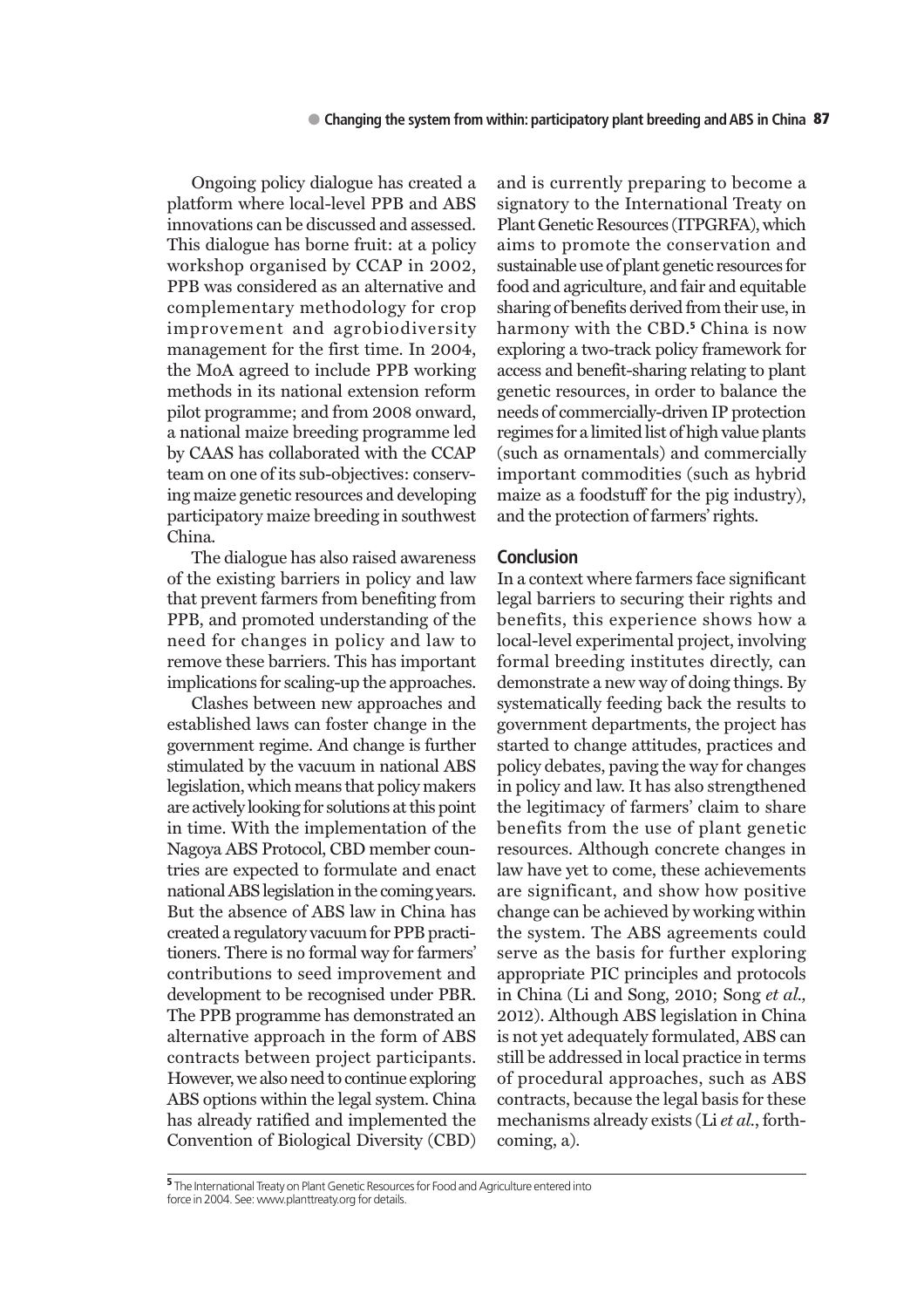Ongoing policy dialogue has created a platform where local-level PPB and ABS innovations can be discussed and assessed. This dialogue has borne fruit: at a policy workshop organised by CCAP in 2002, PPB was considered as an alternative and complementary methodology for crop improvement and agrobiodiversity management for the first time. In 2004, the MoA agreed to include PPB working methods in its national extension reform pilot programme; and from 2008 onward, a national maize breeding programme led by CAAS has collaborated with the CCAP team on one of its sub-objectives: conserving maize genetic resources and developing participatory maize breeding in southwest China.

The dialogue has also raised awareness of the existing barriers in policy and law that prevent farmers from benefiting from PPB, and promoted understanding of the need for changes in policy and law to remove these barriers. This has important implications for scaling-up the approaches.

Clashes between new approaches and established laws can foster change in the government regime. And change is further stimulated by the vacuum in national ABS legislation, which means that policy makers are actively looking for solutions at this point in time. With the implementation of the Nagoya ABS Protocol, CBD member countries are expected to formulate and enact national ABS legislation in the coming years. But the absence of ABS law in China has created a regulatory vacuum for PPB practitioners. There is no formal way for farmers' contributions to seed improvement and development to be recognised under PBR. The PPB programme has demonstrated an alternative approach in the form of ABS contracts between project participants. However, we also need to continue exploring ABS options within the legal system. China has already ratified and implemented the Convention of Biological Diversity (CBD) and is currently preparing to become a signatory to the International Treaty on Plant Genetic Resources (ITPGRFA), which aims to promote the conservation and sustainable use of plant genetic resources for food and agriculture, and fair and equitable sharing of benefits derived from their use, in harmony with the CBD.[5] China is now exploring a two-track policy framework for access and benefit-sharing relating to plant genetic resources, in order to balance the needs of commercially-driven IP protection regimes for a limited list of high value plants (such as ornamentals) and commercially important commodities (such as hybrid maize as a foodstuff for the pig industry), and the protection of farmers' rights.

## Conclusion

In a context where farmers face significant legal barriers to securing their rights and benefits, this experience shows how a local-level experimental project, involving formal breeding institutes directly, can demonstrate a new way of doing things. By systematically feeding back the results to government departments, the project has started to change attitudes, practices and policy debates, paving the way for changes in policy and law. It has also strengthened the legitimacy of farmers' claim to share benefits from the use of plant genetic resources. Although concrete changes in law have yet to come, these achievements are significant, and show how positive change can be achieved by working within the system. The ABS agreements could serve as the basis for further exploring appropriate PIC principles and protocols in China (Li and Song, 2010; Song *et al.*, 2012). Although ABS legislation in China is not yet adequately formulated, ABS can still be addressed in local practice in terms of procedural approaches, such as ABS contracts, because the legal basis for these mechanisms already exists (Li *et al.*, forthcoming, a).

---

[5] The International Treaty on Plant Genetic Resources for Food and Agriculture entered into force in 2004. See: www.planttreaty.org for details.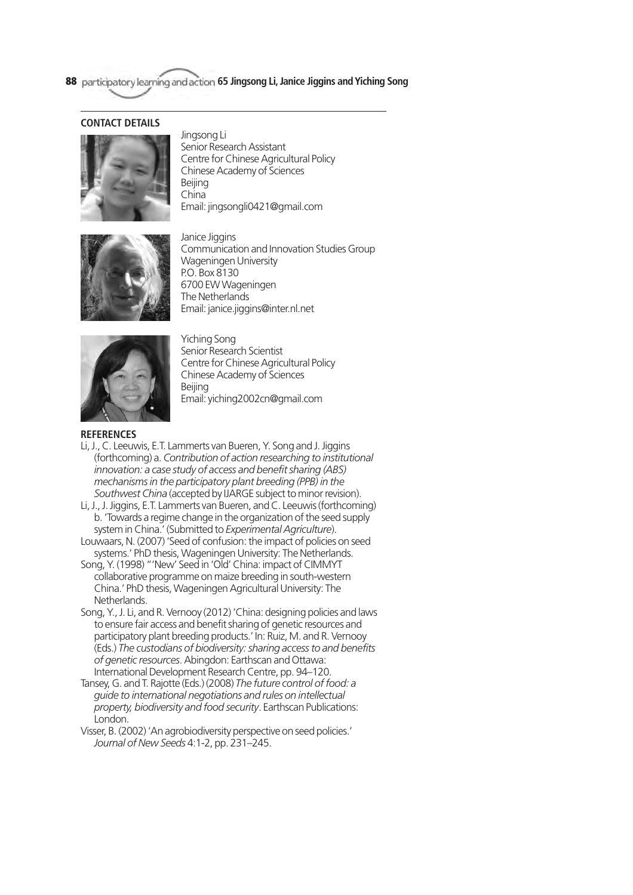## CONTACT DETAILS

Jingsong Li
Senior Research Assistant
Centre for Chinese Agricultural Policy
Chinese Academy of Sciences
Beijing
China
Email: jingsongli0421@gmail.com

Janice Jiggins
Communication and Innovation Studies Group
Wageningen University
P.O. Box 8130
6700 EW Wageningen
The Netherlands
Email: janice.jiggins@inter.nl.net

Yiching Song
Senior Research Scientist
Centre for Chinese Agricultural Policy
Chinese Academy of Sciences
Beijing
Email: yiching2002cn@gmail.com

## REFERENCES

Li, J., C. Leeuwis, E.T. Lammerts van Bueren, Y. Song and J. Jiggins (forthcoming) a. *Contribution of action researching to institutional innovation: a case study of access and benefit sharing (ABS) mechanisms in the participatory plant breeding (PPB) in the Southwest China* (accepted by IJARGE subject to minor revision).

Li, J., J. Jiggins, E.T. Lammerts van Bueren, and C. Leeuwis (forthcoming) b. 'Towards a regime change in the organization of the seed supply system in China.' (Submitted to *Experimental Agriculture*).

Louwaars, N. (2007) 'Seed of confusion: the impact of policies on seed systems.' PhD thesis, Wageningen University: The Netherlands.

Song, Y. (1998) "'New' Seed in 'Old' China: impact of CIMMYT collaborative programme on maize breeding in south-western China.' PhD thesis, Wageningen Agricultural University: The Netherlands.

Song, Y., J. Li, and R. Vernooy (2012) 'China: designing policies and laws to ensure fair access and benefit sharing of genetic resources and participatory plant breeding products.' In: Ruiz, M. and R. Vernooy (Eds.) *The custodians of biodiversity: sharing access to and benefits of genetic resources*. Abingdon: Earthscan and Ottawa: International Development Research Centre, pp. 94–120.

Tansey, G. and T. Rajotte (Eds.) (2008) *The future control of food: a guide to international negotiations and rules on intellectual property, biodiversity and food security*. Earthscan Publications: London.

Visser, B. (2002) 'An agrobiodiversity perspective on seed policies.' *Journal of New Seeds* 4:1-2, pp. 231–245.